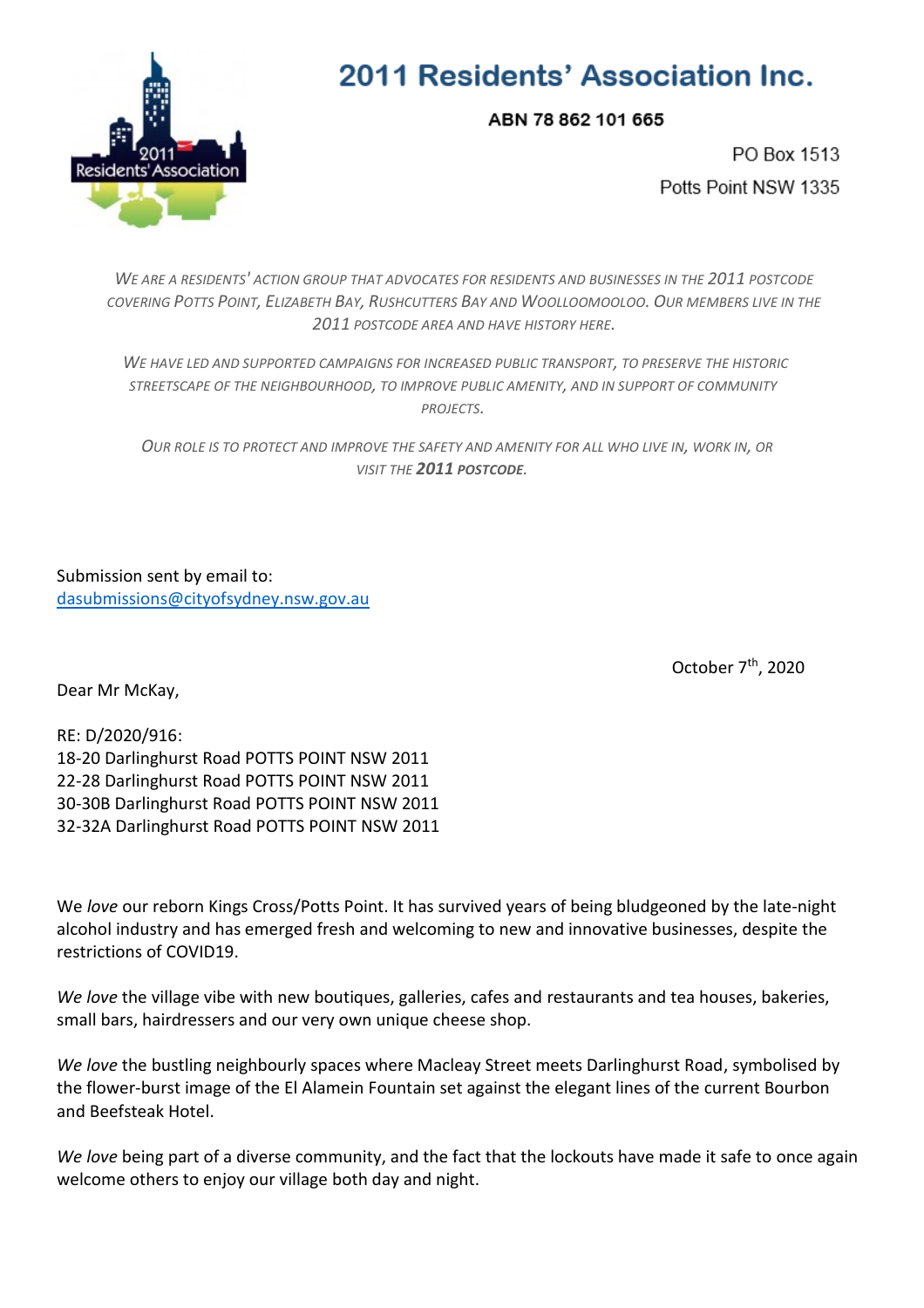# 2011 Residents' Association Inc.

**ABN 78 862 101 665**

PO Box 1513
Potts Point NSW 1335

*We are a residents' action group that advocates for residents and businesses in the 2011 postcode covering Potts Point, Elizabeth Bay, Rushcutters Bay and Woolloomooloo. Our members live in the 2011 postcode area and have history here.*

*We have led and supported campaigns for increased public transport, to preserve the historic streetscape of the neighbourhood, to improve public amenity, and in support of community projects.*

*Our role is to protect and improve the safety and amenity for all who live in, work in, or visit the* ***2011 postcode****.*

Submission sent by email to:
dasubmissions@cityofsydney.nsw.gov.au

October 7th, 2020

Dear Mr McKay,

RE: D/2020/916:
18-20 Darlinghurst Road POTTS POINT NSW 2011
22-28 Darlinghurst Road POTTS POINT NSW 2011
30-30B Darlinghurst Road POTTS POINT NSW 2011
32-32A Darlinghurst Road POTTS POINT NSW 2011

We *love* our reborn Kings Cross/Potts Point. It has survived years of being bludgeoned by the late-night alcohol industry and has emerged fresh and welcoming to new and innovative businesses, despite the restrictions of COVID19.

*We love* the village vibe with new boutiques, galleries, cafes and restaurants and tea houses, bakeries, small bars, hairdressers and our very own unique cheese shop.

*We love* the bustling neighbourly spaces where Macleay Street meets Darlinghurst Road, symbolised by the flower-burst image of the El Alamein Fountain set against the elegant lines of the current Bourbon and Beefsteak Hotel.

*We love* being part of a diverse community, and the fact that the lockouts have made it safe to once again welcome others to enjoy our village both day and night.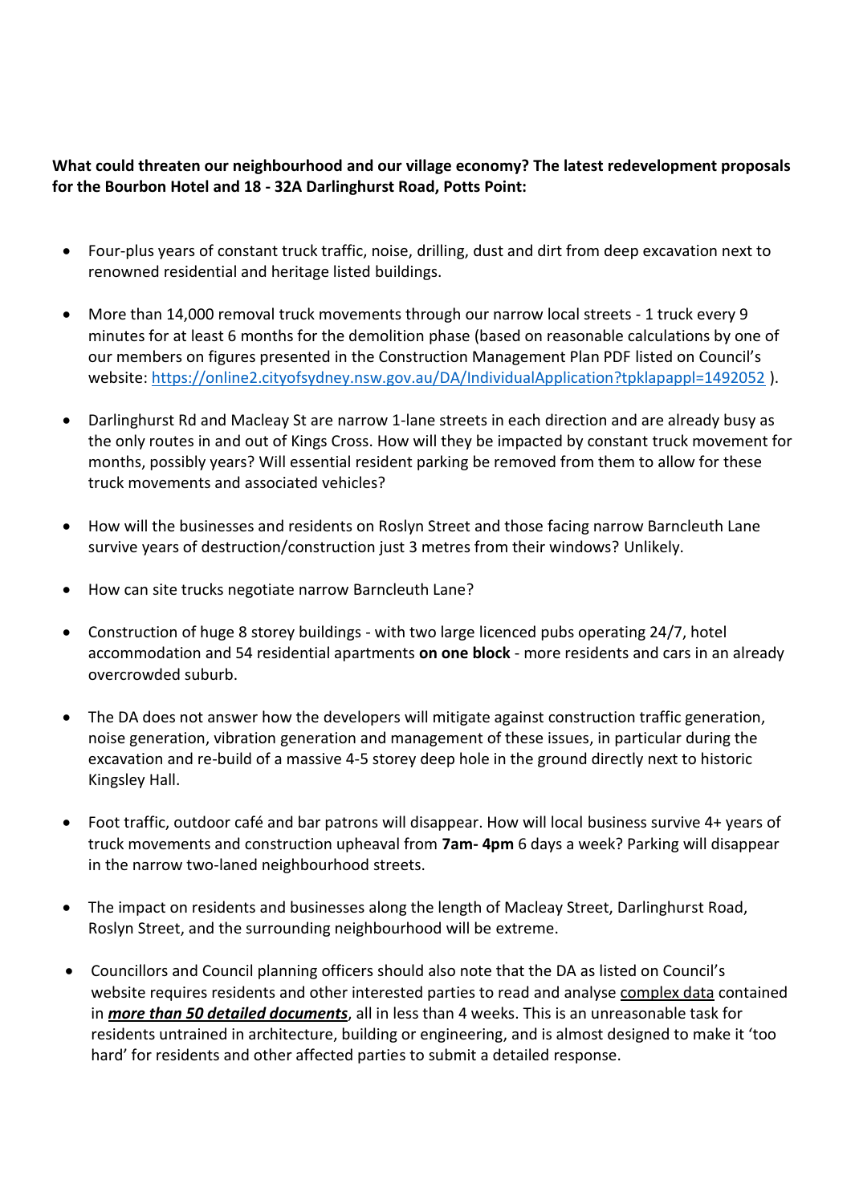**What could threaten our neighbourhood and our village economy? The latest redevelopment proposals for the Bourbon Hotel and 18 - 32A Darlinghurst Road, Potts Point:**

- Four-plus years of constant truck traffic, noise, drilling, dust and dirt from deep excavation next to renowned residential and heritage listed buildings.

- More than 14,000 removal truck movements through our narrow local streets - 1 truck every 9 minutes for at least 6 months for the demolition phase (based on reasonable calculations by one of our members on figures presented in the Construction Management Plan PDF listed on Council's website: https://online2.cityofsydney.nsw.gov.au/DA/IndividualApplication?tpklapappl=1492052 ).

- Darlinghurst Rd and Macleay St are narrow 1-lane streets in each direction and are already busy as the only routes in and out of Kings Cross. How will they be impacted by constant truck movement for months, possibly years? Will essential resident parking be removed from them to allow for these truck movements and associated vehicles?

- How will the businesses and residents on Roslyn Street and those facing narrow Barncleuth Lane survive years of destruction/construction just 3 metres from their windows? Unlikely.

- How can site trucks negotiate narrow Barncleuth Lane?

- Construction of huge 8 storey buildings - with two large licenced pubs operating 24/7, hotel accommodation and 54 residential apartments **on one block** - more residents and cars in an already overcrowded suburb.

- The DA does not answer how the developers will mitigate against construction traffic generation, noise generation, vibration generation and management of these issues, in particular during the excavation and re-build of a massive 4-5 storey deep hole in the ground directly next to historic Kingsley Hall.

- Foot traffic, outdoor café and bar patrons will disappear. How will local business survive 4+ years of truck movements and construction upheaval from **7am- 4pm** 6 days a week? Parking will disappear in the narrow two-laned neighbourhood streets.

- The impact on residents and businesses along the length of Macleay Street, Darlinghurst Road, Roslyn Street, and the surrounding neighbourhood will be extreme.

- Councillors and Council planning officers should also note that the DA as listed on Council's website requires residents and other interested parties to read and analyse <u>complex data</u> contained in ***<u>more than 50 detailed documents</u>***, all in less than 4 weeks. This is an unreasonable task for residents untrained in architecture, building or engineering, and is almost designed to make it 'too hard' for residents and other affected parties to submit a detailed response.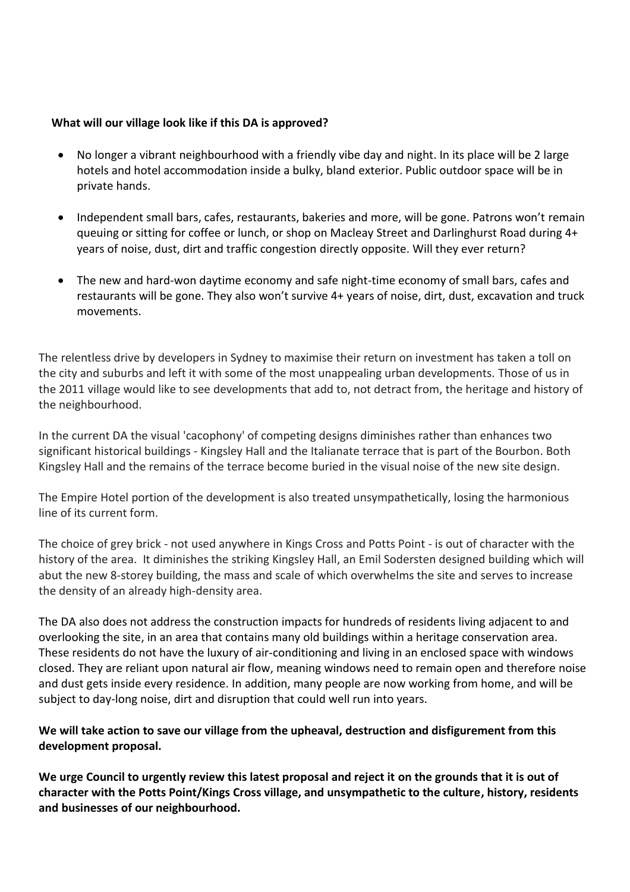**What will our village look like if this DA is approved?**

- No longer a vibrant neighbourhood with a friendly vibe day and night. In its place will be 2 large hotels and hotel accommodation inside a bulky, bland exterior. Public outdoor space will be in private hands.

- Independent small bars, cafes, restaurants, bakeries and more, will be gone. Patrons won't remain queuing or sitting for coffee or lunch, or shop on Macleay Street and Darlinghurst Road during 4+ years of noise, dust, dirt and traffic congestion directly opposite. Will they ever return?

- The new and hard-won daytime economy and safe night-time economy of small bars, cafes and restaurants will be gone. They also won't survive 4+ years of noise, dirt, dust, excavation and truck movements.

The relentless drive by developers in Sydney to maximise their return on investment has taken a toll on the city and suburbs and left it with some of the most unappealing urban developments. Those of us in the 2011 village would like to see developments that add to, not detract from, the heritage and history of the neighbourhood.

In the current DA the visual 'cacophony' of competing designs diminishes rather than enhances two significant historical buildings - Kingsley Hall and the Italianate terrace that is part of the Bourbon. Both Kingsley Hall and the remains of the terrace become buried in the visual noise of the new site design.

The Empire Hotel portion of the development is also treated unsympathetically, losing the harmonious line of its current form.

The choice of grey brick - not used anywhere in Kings Cross and Potts Point - is out of character with the history of the area. It diminishes the striking Kingsley Hall, an Emil Sodersten designed building which will abut the new 8-storey building, the mass and scale of which overwhelms the site and serves to increase the density of an already high-density area.

The DA also does not address the construction impacts for hundreds of residents living adjacent to and overlooking the site, in an area that contains many old buildings within a heritage conservation area. These residents do not have the luxury of air-conditioning and living in an enclosed space with windows closed. They are reliant upon natural air flow, meaning windows need to remain open and therefore noise and dust gets inside every residence. In addition, many people are now working from home, and will be subject to day-long noise, dirt and disruption that could well run into years.

**We will take action to save our village from the upheaval, destruction and disfigurement from this development proposal.**

**We urge Council to urgently review this latest proposal and reject it on the grounds that it is out of character with the Potts Point/Kings Cross village, and unsympathetic to the culture, history, residents and businesses of our neighbourhood.**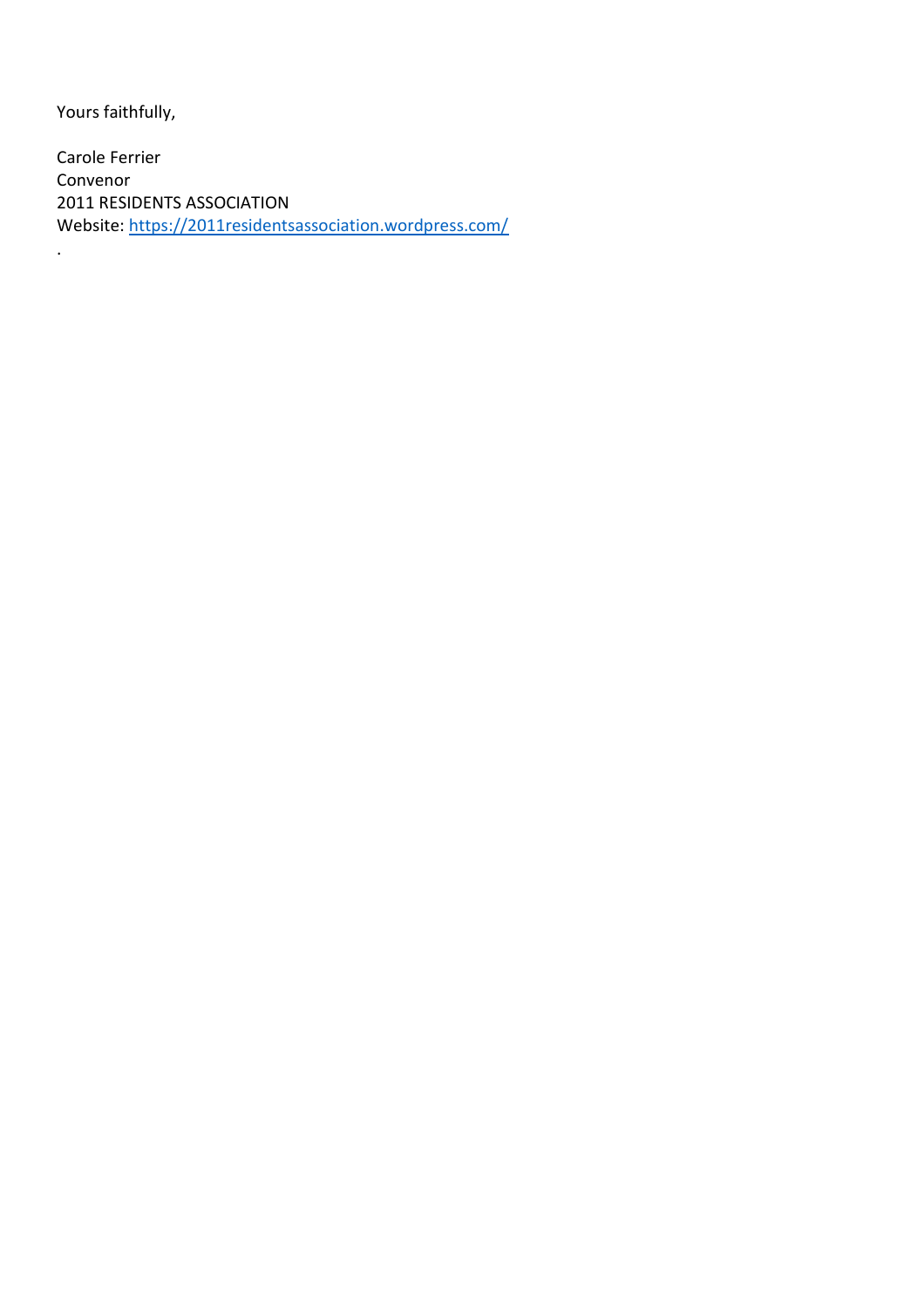Yours faithfully,

Carole Ferrier
Convenor
2011 RESIDENTS ASSOCIATION
Website: https://2011residentsassociation.wordpress.com/

.